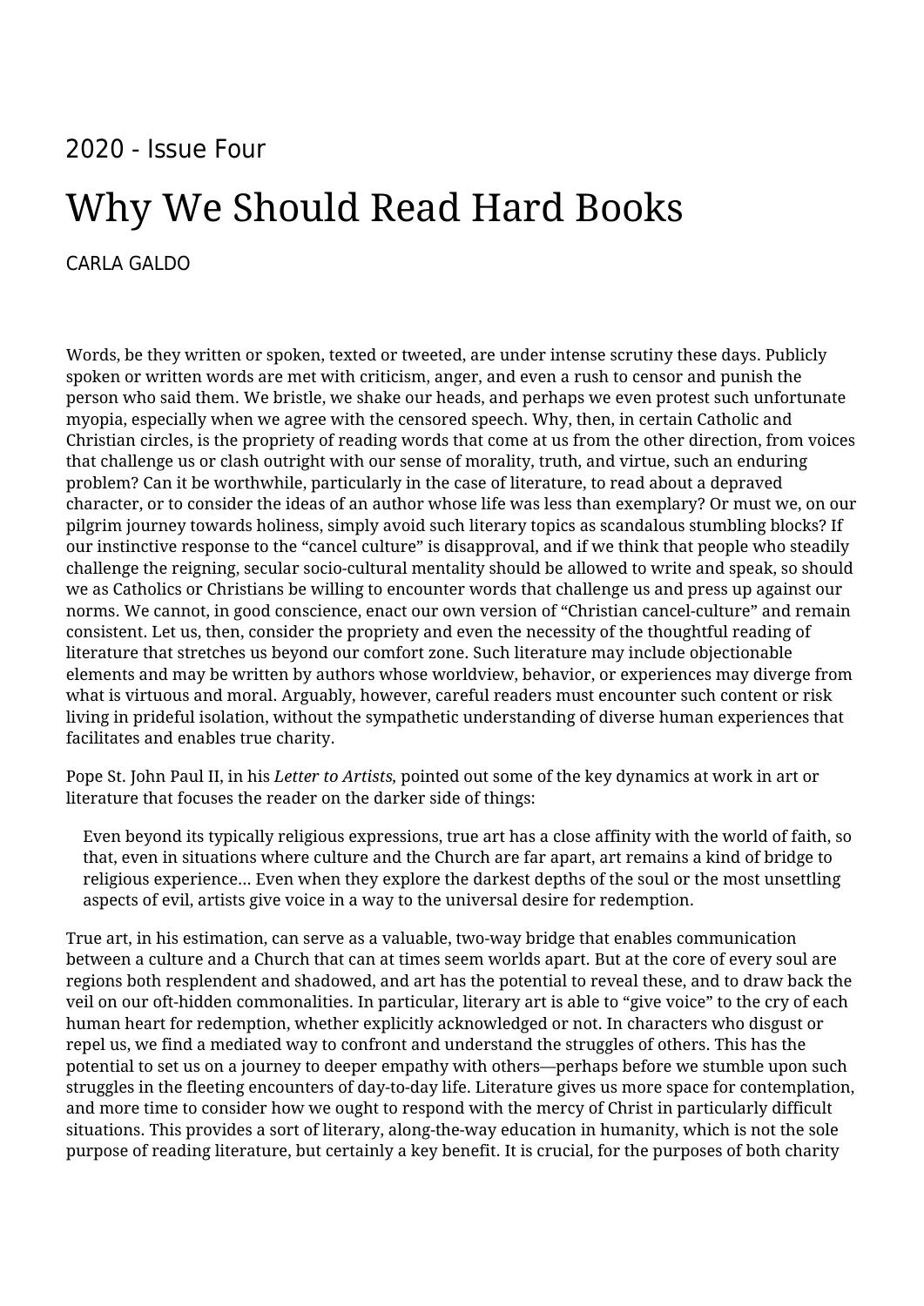2020 - Issue Four

# Why We Should Read Hard Books

CARLA GALDO

Words, be they written or spoken, texted or tweeted, are under intense scrutiny these days. Publicly spoken or written words are met with criticism, anger, and even a rush to censor and punish the person who said them. We bristle, we shake our heads, and perhaps we even protest such unfortunate myopia, especially when we agree with the censored speech. Why, then, in certain Catholic and Christian circles, is the propriety of reading words that come at us from the other direction, from voices that challenge us or clash outright with our sense of morality, truth, and virtue, such an enduring problem? Can it be worthwhile, particularly in the case of literature, to read about a depraved character, or to consider the ideas of an author whose life was less than exemplary? Or must we, on our pilgrim journey towards holiness, simply avoid such literary topics as scandalous stumbling blocks? If our instinctive response to the "cancel culture" is disapproval, and if we think that people who steadily challenge the reigning, secular socio-cultural mentality should be allowed to write and speak, so should we as Catholics or Christians be willing to encounter words that challenge us and press up against our norms. We cannot, in good conscience, enact our own version of "Christian cancel-culture" and remain consistent. Let us, then, consider the propriety and even the necessity of the thoughtful reading of literature that stretches us beyond our comfort zone. Such literature may include objectionable elements and may be written by authors whose worldview, behavior, or experiences may diverge from what is virtuous and moral. Arguably, however, careful readers must encounter such content or risk living in prideful isolation, without the sympathetic understanding of diverse human experiences that facilitates and enables true charity.

Pope St. John Paul II, in his *Letter to Artists,* pointed out some of the key dynamics at work in art or literature that focuses the reader on the darker side of things:

> Even beyond its typically religious expressions, true art has a close affinity with the world of faith, so that, even in situations where culture and the Church are far apart, art remains a kind of bridge to religious experience… Even when they explore the darkest depths of the soul or the most unsettling aspects of evil, artists give voice in a way to the universal desire for redemption.

True art, in his estimation, can serve as a valuable, two-way bridge that enables communication between a culture and a Church that can at times seem worlds apart. But at the core of every soul are regions both resplendent and shadowed, and art has the potential to reveal these, and to draw back the veil on our oft-hidden commonalities. In particular, literary art is able to "give voice" to the cry of each human heart for redemption, whether explicitly acknowledged or not. In characters who disgust or repel us, we find a mediated way to confront and understand the struggles of others. This has the potential to set us on a journey to deeper empathy with others—perhaps before we stumble upon such struggles in the fleeting encounters of day-to-day life. Literature gives us more space for contemplation, and more time to consider how we ought to respond with the mercy of Christ in particularly difficult situations. This provides a sort of literary, along-the-way education in humanity, which is not the sole purpose of reading literature, but certainly a key benefit. It is crucial, for the purposes of both charity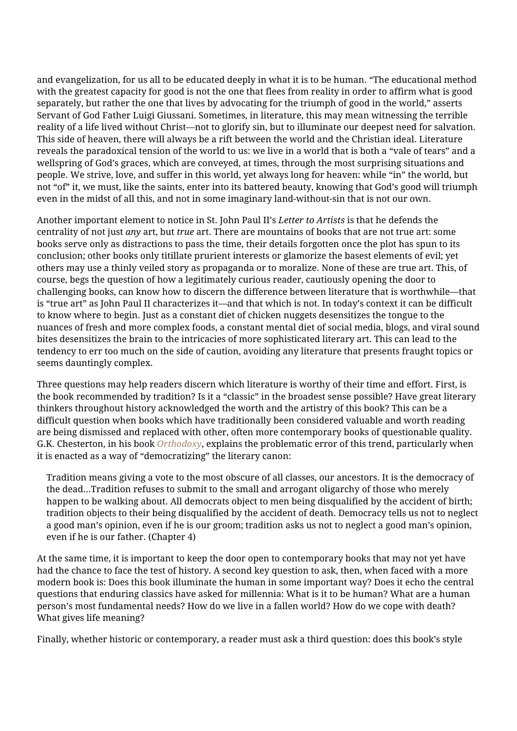and evangelization, for us all to be educated deeply in what it is to be human. “The educational method with the greatest capacity for good is not the one that flees from reality in order to affirm what is good separately, but rather the one that lives by advocating for the triumph of good in the world,” asserts Servant of God Father Luigi Giussani. Sometimes, in literature, this may mean witnessing the terrible reality of a life lived without Christ—not to glorify sin, but to illuminate our deepest need for salvation. This side of heaven, there will always be a rift between the world and the Christian ideal. Literature reveals the paradoxical tension of the world to us: we live in a world that is both a “vale of tears” and a wellspring of God’s graces, which are conveyed, at times, through the most surprising situations and people. We strive, love, and suffer in this world, yet always long for heaven: while “in” the world, but not “of” it, we must, like the saints, enter into its battered beauty, knowing that God’s good will triumph even in the midst of all this, and not in some imaginary land-without-sin that is not our own.

Another important element to notice in St. John Paul II’s *Letter to Artists* is that he defends the centrality of not just *any* art, but *true* art. There are mountains of books that are not true art: some books serve only as distractions to pass the time, their details forgotten once the plot has spun to its conclusion; other books only titillate prurient interests or glamorize the basest elements of evil; yet others may use a thinly veiled story as propaganda or to moralize. None of these are true art. This, of course, begs the question of how a legitimately curious reader, cautiously opening the door to challenging books, can know how to discern the difference between literature that is worthwhile—that is “true art” as John Paul II characterizes it—and that which is not. In today’s context it can be difficult to know where to begin. Just as a constant diet of chicken nuggets desensitizes the tongue to the nuances of fresh and more complex foods, a constant mental diet of social media, blogs, and viral sound bites desensitizes the brain to the intricacies of more sophisticated literary art. This can lead to the tendency to err too much on the side of caution, avoiding any literature that presents fraught topics or seems dauntingly complex.

Three questions may help readers discern which literature is worthy of their time and effort. First, is the book recommended by tradition? Is it a “classic” in the broadest sense possible? Have great literary thinkers throughout history acknowledged the worth and the artistry of this book? This can be a difficult question when books which have traditionally been considered valuable and worth reading are being dismissed and replaced with other, often more contemporary books of questionable quality. G.K. Chesterton, in his book *Orthodoxy*, explains the problematic error of this trend, particularly when it is enacted as a way of “democratizing” the literary canon:

> Tradition means giving a vote to the most obscure of all classes, our ancestors. It is the democracy of the dead…Tradition refuses to submit to the small and arrogant oligarchy of those who merely happen to be walking about. All democrats object to men being disqualified by the accident of birth; tradition objects to their being disqualified by the accident of death. Democracy tells us not to neglect a good man’s opinion, even if he is our groom; tradition asks us not to neglect a good man’s opinion, even if he is our father. (Chapter 4)

At the same time, it is important to keep the door open to contemporary books that may not yet have had the chance to face the test of history. A second key question to ask, then, when faced with a more modern book is: Does this book illuminate the human in some important way? Does it echo the central questions that enduring classics have asked for millennia: What is it to be human? What are a human person’s most fundamental needs? How do we live in a fallen world? How do we cope with death? What gives life meaning?

Finally, whether historic or contemporary, a reader must ask a third question: does this book’s style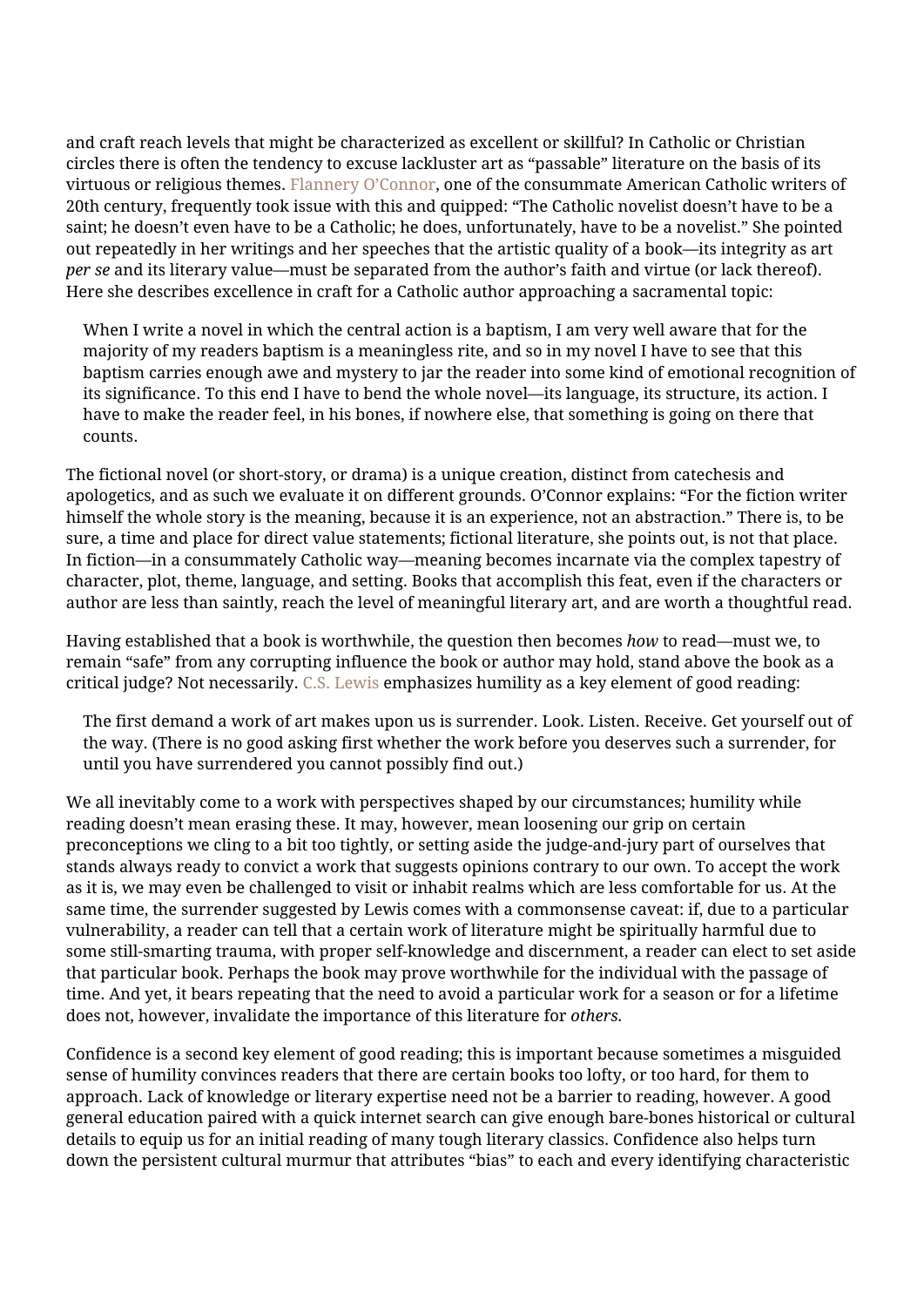and craft reach levels that might be characterized as excellent or skillful? In Catholic or Christian circles there is often the tendency to excuse lackluster art as "passable" literature on the basis of its virtuous or religious themes. Flannery O'Connor, one of the consummate American Catholic writers of 20th century, frequently took issue with this and quipped: "The Catholic novelist doesn't have to be a saint; he doesn't even have to be a Catholic; he does, unfortunately, have to be a novelist." She pointed out repeatedly in her writings and her speeches that the artistic quality of a book—its integrity as art *per se* and its literary value—must be separated from the author's faith and virtue (or lack thereof). Here she describes excellence in craft for a Catholic author approaching a sacramental topic:

> When I write a novel in which the central action is a baptism, I am very well aware that for the majority of my readers baptism is a meaningless rite, and so in my novel I have to see that this baptism carries enough awe and mystery to jar the reader into some kind of emotional recognition of its significance. To this end I have to bend the whole novel—its language, its structure, its action. I have to make the reader feel, in his bones, if nowhere else, that something is going on there that counts.

The fictional novel (or short-story, or drama) is a unique creation, distinct from catechesis and apologetics, and as such we evaluate it on different grounds. O'Connor explains: "For the fiction writer himself the whole story is the meaning, because it is an experience, not an abstraction." There is, to be sure, a time and place for direct value statements; fictional literature, she points out, is not that place. In fiction—in a consummately Catholic way—meaning becomes incarnate via the complex tapestry of character, plot, theme, language, and setting. Books that accomplish this feat, even if the characters or author are less than saintly, reach the level of meaningful literary art, and are worth a thoughtful read.

Having established that a book is worthwhile, the question then becomes *how* to read—must we, to remain "safe" from any corrupting influence the book or author may hold, stand above the book as a critical judge? Not necessarily. C.S. Lewis emphasizes humility as a key element of good reading:

> The first demand a work of art makes upon us is surrender. Look. Listen. Receive. Get yourself out of the way. (There is no good asking first whether the work before you deserves such a surrender, for until you have surrendered you cannot possibly find out.)

We all inevitably come to a work with perspectives shaped by our circumstances; humility while reading doesn't mean erasing these. It may, however, mean loosening our grip on certain preconceptions we cling to a bit too tightly, or setting aside the judge-and-jury part of ourselves that stands always ready to convict a work that suggests opinions contrary to our own. To accept the work as it is, we may even be challenged to visit or inhabit realms which are less comfortable for us. At the same time, the surrender suggested by Lewis comes with a commonsense caveat: if, due to a particular vulnerability, a reader can tell that a certain work of literature might be spiritually harmful due to some still-smarting trauma, with proper self-knowledge and discernment, a reader can elect to set aside that particular book. Perhaps the book may prove worthwhile for the individual with the passage of time. And yet, it bears repeating that the need to avoid a particular work for a season or for a lifetime does not, however, invalidate the importance of this literature for *others.*

Confidence is a second key element of good reading; this is important because sometimes a misguided sense of humility convinces readers that there are certain books too lofty, or too hard, for them to approach. Lack of knowledge or literary expertise need not be a barrier to reading, however. A good general education paired with a quick internet search can give enough bare-bones historical or cultural details to equip us for an initial reading of many tough literary classics. Confidence also helps turn down the persistent cultural murmur that attributes "bias" to each and every identifying characteristic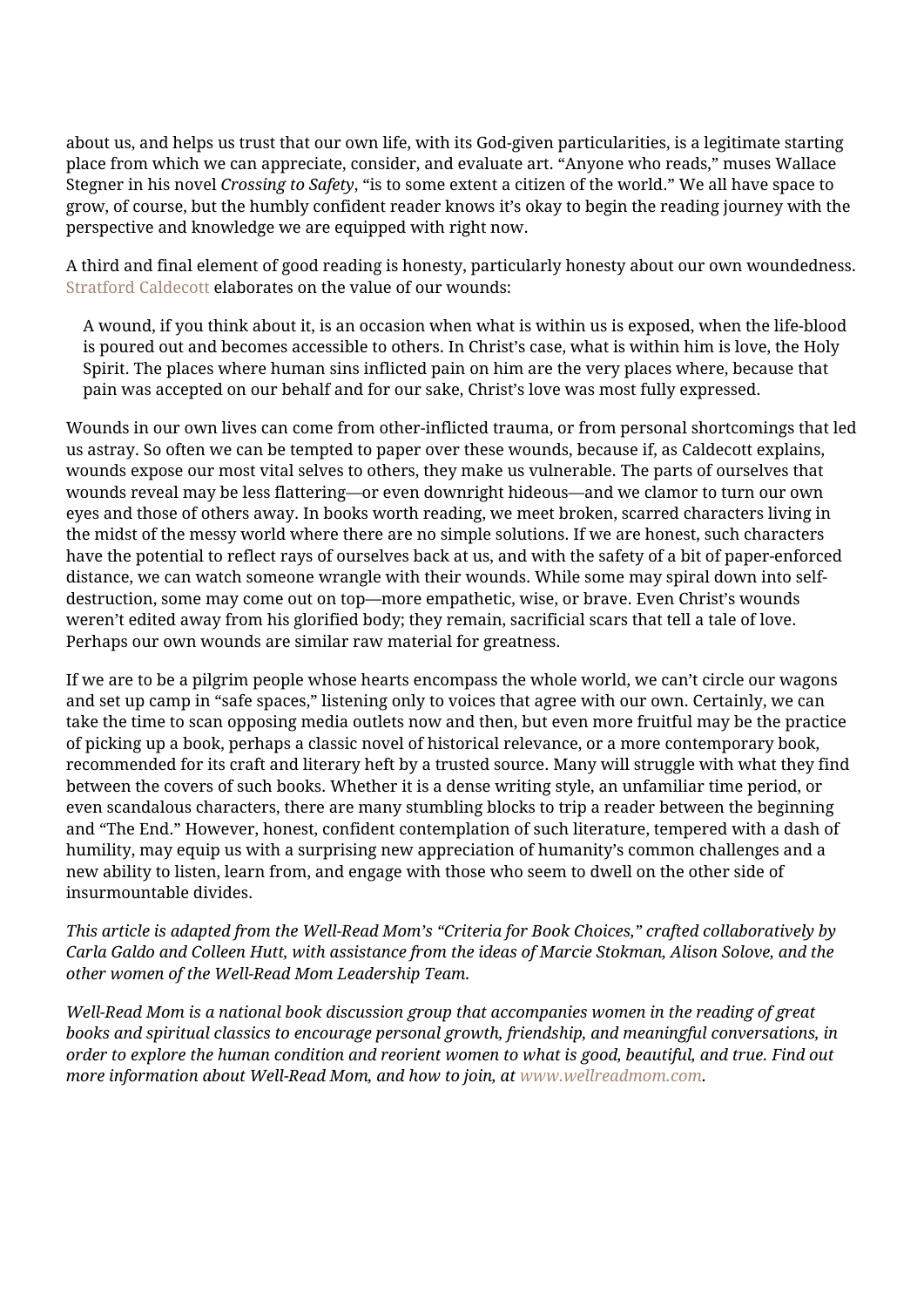about us, and helps us trust that our own life, with its God-given particularities, is a legitimate starting place from which we can appreciate, consider, and evaluate art. "Anyone who reads," muses Wallace Stegner in his novel *Crossing to Safety*, "is to some extent a citizen of the world." We all have space to grow, of course, but the humbly confident reader knows it's okay to begin the reading journey with the perspective and knowledge we are equipped with right now.

A third and final element of good reading is honesty, particularly honesty about our own woundedness. Stratford Caldecott elaborates on the value of our wounds:

> A wound, if you think about it, is an occasion when what is within us is exposed, when the life-blood is poured out and becomes accessible to others. In Christ's case, what is within him is love, the Holy Spirit. The places where human sins inflicted pain on him are the very places where, because that pain was accepted on our behalf and for our sake, Christ's love was most fully expressed.

Wounds in our own lives can come from other-inflicted trauma, or from personal shortcomings that led us astray. So often we can be tempted to paper over these wounds, because if, as Caldecott explains, wounds expose our most vital selves to others, they make us vulnerable. The parts of ourselves that wounds reveal may be less flattering—or even downright hideous—and we clamor to turn our own eyes and those of others away. In books worth reading, we meet broken, scarred characters living in the midst of the messy world where there are no simple solutions. If we are honest, such characters have the potential to reflect rays of ourselves back at us, and with the safety of a bit of paper-enforced distance, we can watch someone wrangle with their wounds. While some may spiral down into self-destruction, some may come out on top—more empathetic, wise, or brave. Even Christ's wounds weren't edited away from his glorified body; they remain, sacrificial scars that tell a tale of love. Perhaps our own wounds are similar raw material for greatness.

If we are to be a pilgrim people whose hearts encompass the whole world, we can't circle our wagons and set up camp in "safe spaces," listening only to voices that agree with our own. Certainly, we can take the time to scan opposing media outlets now and then, but even more fruitful may be the practice of picking up a book, perhaps a classic novel of historical relevance, or a more contemporary book, recommended for its craft and literary heft by a trusted source. Many will struggle with what they find between the covers of such books. Whether it is a dense writing style, an unfamiliar time period, or even scandalous characters, there are many stumbling blocks to trip a reader between the beginning and "The End." However, honest, confident contemplation of such literature, tempered with a dash of humility, may equip us with a surprising new appreciation of humanity's common challenges and a new ability to listen, learn from, and engage with those who seem to dwell on the other side of insurmountable divides.

*This article is adapted from the Well-Read Mom's "Criteria for Book Choices," crafted collaboratively by Carla Galdo and Colleen Hutt, with assistance from the ideas of Marcie Stokman, Alison Solove, and the other women of the Well-Read Mom Leadership Team.*

*Well-Read Mom is a national book discussion group that accompanies women in the reading of great books and spiritual classics to encourage personal growth, friendship, and meaningful conversations, in order to explore the human condition and reorient women to what is good, beautiful, and true. Find out more information about Well-Read Mom, and how to join, at www.wellreadmom.com.*